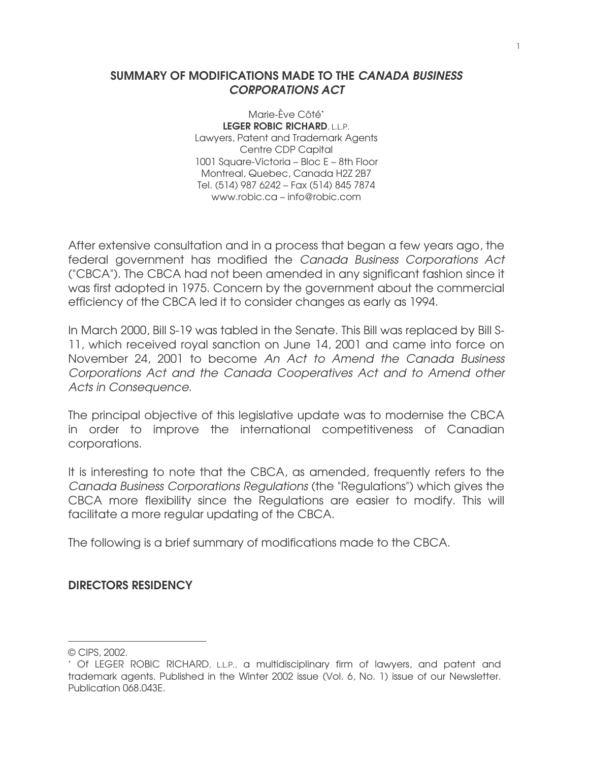## SUMMARY OF MODIFICATIONS MADE TO THE *CANADA BUSINESS CORPORATIONS ACT*

Marie-Ève Côté*
**LEGER ROBIC RICHARD**, L.L.P.
Lawyers, Patent and Trademark Agents
Centre CDP Capital
1001 Square-Victoria – Bloc E – 8th Floor
Montreal, Quebec, Canada H2Z 2B7
Tel. (514) 987 6242 – Fax (514) 845 7874
www.robic.ca – info@robic.com

After extensive consultation and in a process that began a few years ago, the federal government has modified the *Canada Business Corporations Act* ("CBCA"). The CBCA had not been amended in any significant fashion since it was first adopted in 1975. Concern by the government about the commercial efficiency of the CBCA led it to consider changes as early as 1994.

In March 2000, Bill S-19 was tabled in the Senate. This Bill was replaced by Bill S-11, which received royal sanction on June 14, 2001 and came into force on November 24, 2001 to become *An Act to Amend the Canada Business Corporations Act and the Canada Cooperatives Act and to Amend other Acts in Consequence*.

The principal objective of this legislative update was to modernise the CBCA in order to improve the international competitiveness of Canadian corporations.

It is interesting to note that the CBCA, as amended, frequently refers to the *Canada Business Corporations Regulations* (the "Regulations") which gives the CBCA more flexibility since the Regulations are easier to modify. This will facilitate a more regular updating of the CBCA.

The following is a brief summary of modifications made to the CBCA.

### DIRECTORS RESIDENCY

---

© CIPS, 2002.

* Of LEGER ROBIC RICHARD, L.L.P., a multidisciplinary firm of lawyers, and patent and trademark agents. Published in the Winter 2002 issue (Vol. 6, No. 1) issue of our Newsletter. Publication 068.043E.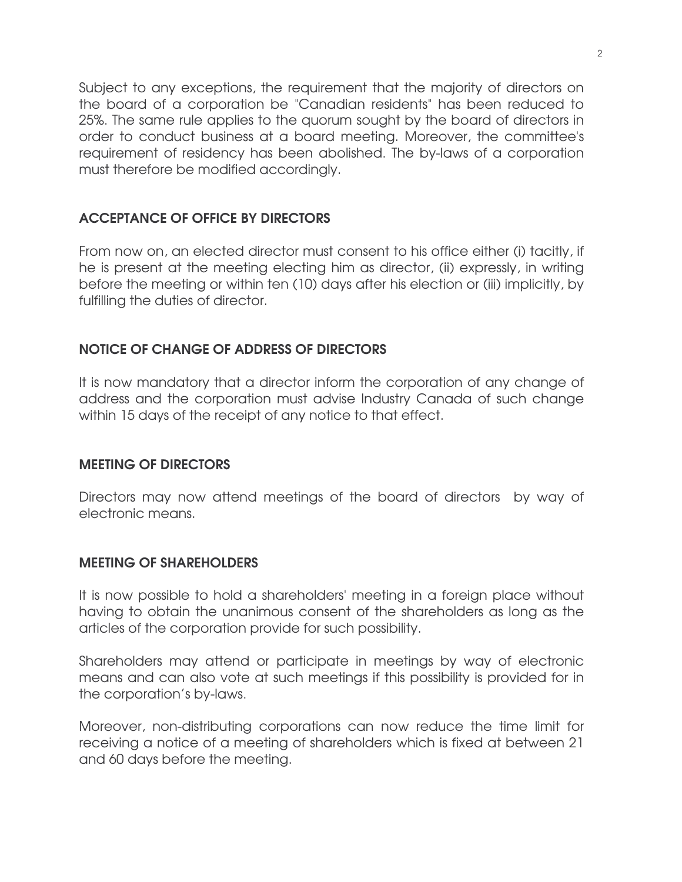Subject to any exceptions, the requirement that the majority of directors on the board of a corporation be "Canadian residents" has been reduced to 25%. The same rule applies to the quorum sought by the board of directors in order to conduct business at a board meeting. Moreover, the committee's requirement of residency has been abolished. The by-laws of a corporation must therefore be modified accordingly.

## ACCEPTANCE OF OFFICE BY DIRECTORS

From now on, an elected director must consent to his office either (i) tacitly, if he is present at the meeting electing him as director, (ii) expressly, in writing before the meeting or within ten (10) days after his election or (iii) implicitly, by fulfilling the duties of director.

## NOTICE OF CHANGE OF ADDRESS OF DIRECTORS

It is now mandatory that a director inform the corporation of any change of address and the corporation must advise Industry Canada of such change within 15 days of the receipt of any notice to that effect.

## MEETING OF DIRECTORS

Directors may now attend meetings of the board of directors by way of electronic means.

## MEETING OF SHAREHOLDERS

It is now possible to hold a shareholders' meeting in a foreign place without having to obtain the unanimous consent of the shareholders as long as the articles of the corporation provide for such possibility.

Shareholders may attend or participate in meetings by way of electronic means and can also vote at such meetings if this possibility is provided for in the corporation's by-laws.

Moreover, non-distributing corporations can now reduce the time limit for receiving a notice of a meeting of shareholders which is fixed at between 21 and 60 days before the meeting.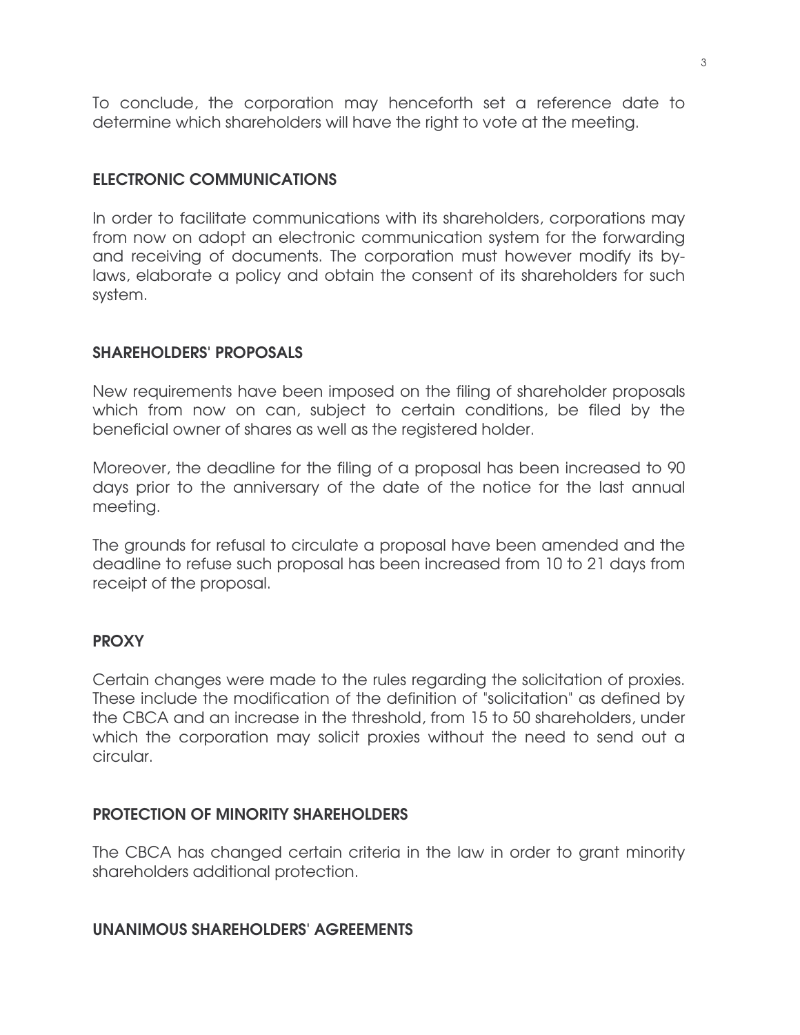To conclude, the corporation may henceforth set a reference date to determine which shareholders will have the right to vote at the meeting.

## ELECTRONIC COMMUNICATIONS

In order to facilitate communications with its shareholders, corporations may from now on adopt an electronic communication system for the forwarding and receiving of documents. The corporation must however modify its by-laws, elaborate a policy and obtain the consent of its shareholders for such system.

## SHAREHOLDERS' PROPOSALS

New requirements have been imposed on the filing of shareholder proposals which from now on can, subject to certain conditions, be filed by the beneficial owner of shares as well as the registered holder.

Moreover, the deadline for the filing of a proposal has been increased to 90 days prior to the anniversary of the date of the notice for the last annual meeting.

The grounds for refusal to circulate a proposal have been amended and the deadline to refuse such proposal has been increased from 10 to 21 days from receipt of the proposal.

## PROXY

Certain changes were made to the rules regarding the solicitation of proxies. These include the modification of the definition of "solicitation" as defined by the CBCA and an increase in the threshold, from 15 to 50 shareholders, under which the corporation may solicit proxies without the need to send out a circular.

## PROTECTION OF MINORITY SHAREHOLDERS

The CBCA has changed certain criteria in the law in order to grant minority shareholders additional protection.

## UNANIMOUS SHAREHOLDERS' AGREEMENTS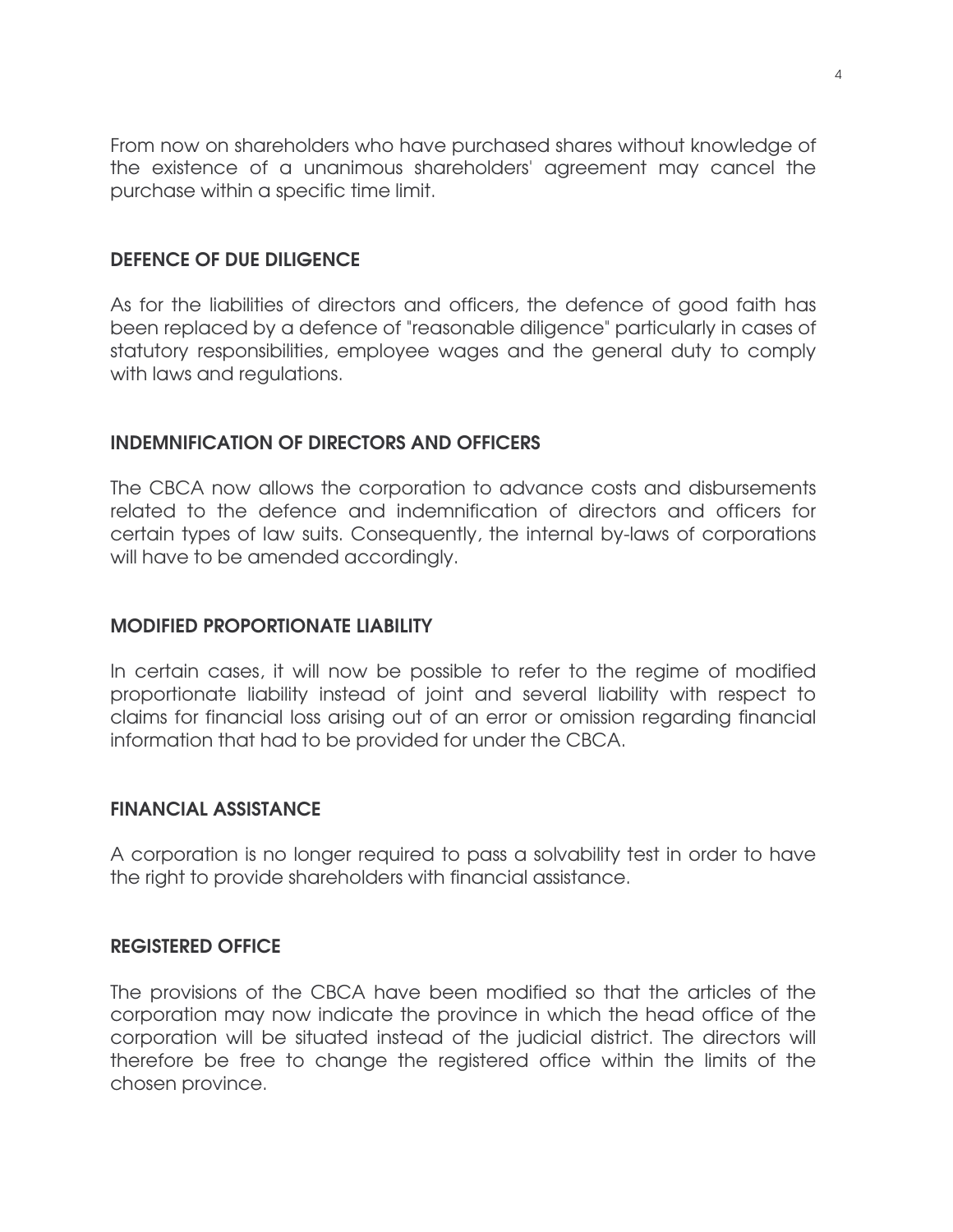From now on shareholders who have purchased shares without knowledge of the existence of a unanimous shareholders' agreement may cancel the purchase within a specific time limit.

## DEFENCE OF DUE DILIGENCE

As for the liabilities of directors and officers, the defence of good faith has been replaced by a defence of "reasonable diligence" particularly in cases of statutory responsibilities, employee wages and the general duty to comply with laws and regulations.

## INDEMNIFICATION OF DIRECTORS AND OFFICERS

The CBCA now allows the corporation to advance costs and disbursements related to the defence and indemnification of directors and officers for certain types of law suits. Consequently, the internal by-laws of corporations will have to be amended accordingly.

## MODIFIED PROPORTIONATE LIABILITY

In certain cases, it will now be possible to refer to the regime of modified proportionate liability instead of joint and several liability with respect to claims for financial loss arising out of an error or omission regarding financial information that had to be provided for under the CBCA.

## FINANCIAL ASSISTANCE

A corporation is no longer required to pass a solvability test in order to have the right to provide shareholders with financial assistance.

## REGISTERED OFFICE

The provisions of the CBCA have been modified so that the articles of the corporation may now indicate the province in which the head office of the corporation will be situated instead of the judicial district. The directors will therefore be free to change the registered office within the limits of the chosen province.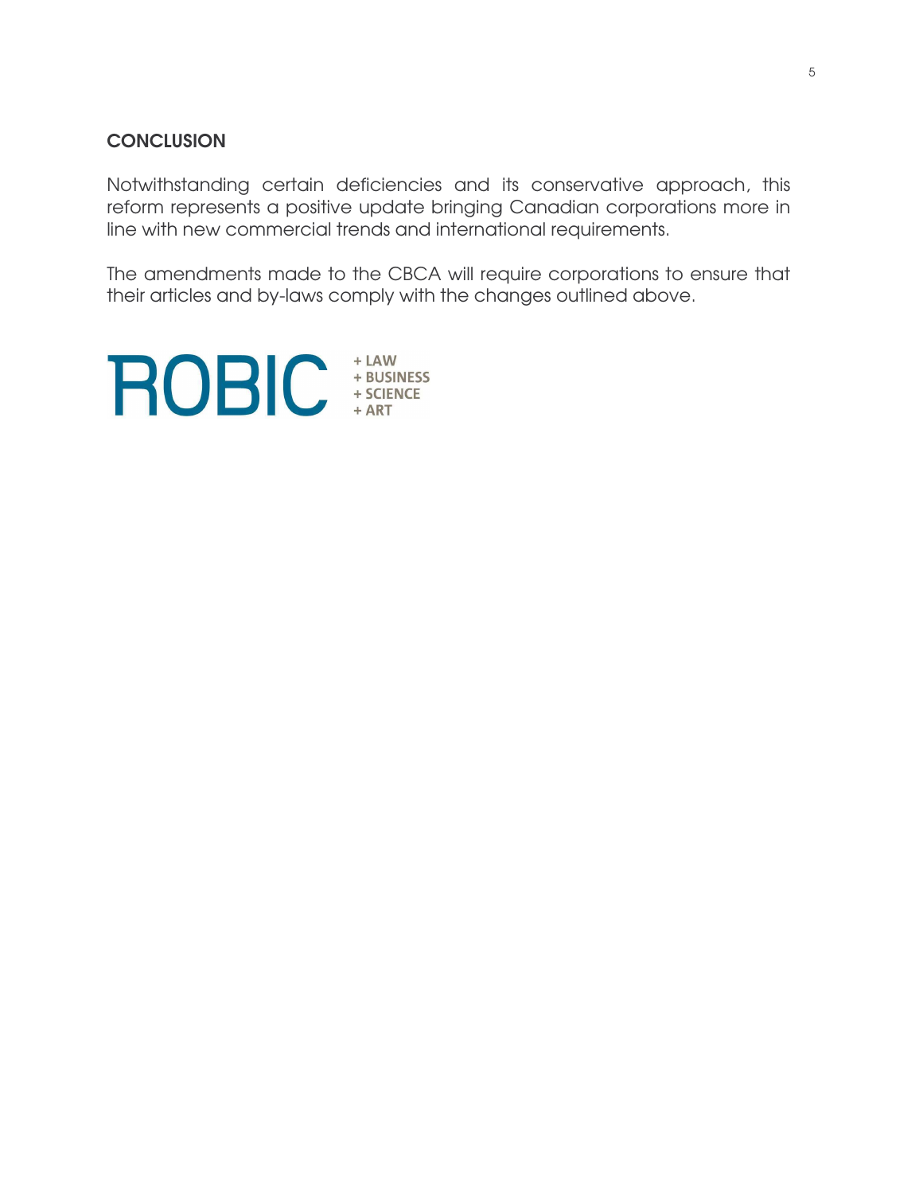## CONCLUSION

Notwithstanding certain deficiencies and its conservative approach, this reform represents a positive update bringing Canadian corporations more in line with new commercial trends and international requirements.

The amendments made to the CBCA will require corporations to ensure that their articles and by-laws comply with the changes outlined above.

ROBIC + LAW + BUSINESS + SCIENCE + ART